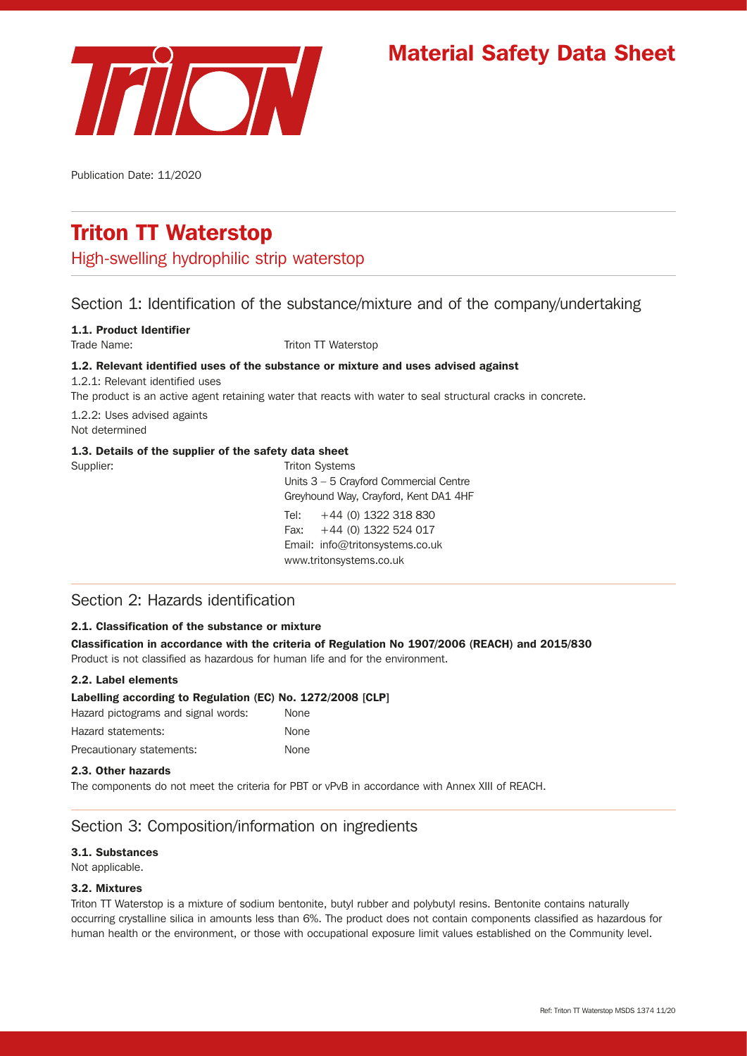# Material Safety Data Sheet

Publication Date: 11/2020

# Triton TT Waterstop

High-swelling hydrophilic strip waterstop

## Section 1: Identification of the substance/mixture and of the company/undertaking

### 1.1. Product Identifier

Trade Name: Triton TT Waterstop

### 1.2. Relevant identified uses of the substance or mixture and uses advised against

1.2.1: Relevant identified uses

The product is an active agent retaining water that reacts with water to seal structural cracks in concrete.

1.2.2: Uses advised againts

Not determined

### 1.3. Details of the supplier of the safety data sheet

Supplier:

Triton Systems
Units 3 – 5 Crayford Commercial Centre
Greyhound Way, Crayford, Kent DA1 4HF

Tel: +44 (0) 1322 318 830
Fax: +44 (0) 1322 524 017
Email: info@tritonsystems.co.uk
www.tritonsystems.co.uk

## Section 2: Hazards identification

### 2.1. Classification of the substance or mixture

**Classification in accordance with the criteria of Regulation No 1907/2006 (REACH) and 2015/830**

Product is not classified as hazardous for human life and for the environment.

### 2.2. Label elements

**Labelling according to Regulation (EC) No. 1272/2008 [CLP]**

| | |
|---|---|
| Hazard pictograms and signal words: | None |
| Hazard statements: | None |
| Precautionary statements: | None |

### 2.3. Other hazards

The components do not meet the criteria for PBT or vPvB in accordance with Annex XIII of REACH.

## Section 3: Composition/information on ingredients

### 3.1. Substances

Not applicable.

### 3.2. Mixtures

Triton TT Waterstop is a mixture of sodium bentonite, butyl rubber and polybutyl resins. Bentonite contains naturally occurring crystalline silica in amounts less than 6%. The product does not contain components classified as hazardous for human health or the environment, or those with occupational exposure limit values established on the Community level.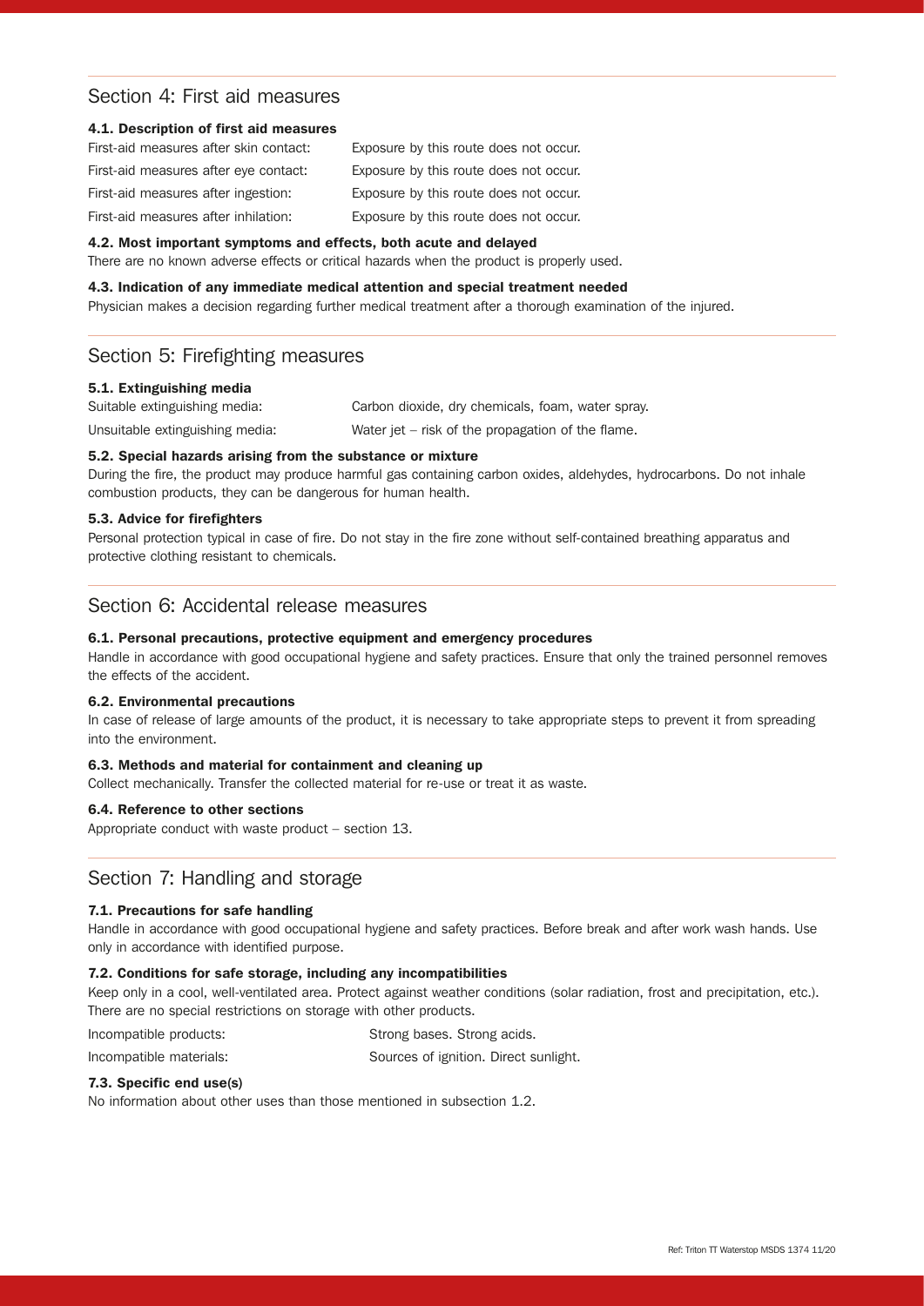## Section 4: First aid measures

### 4.1. Description of first aid measures

| | |
|---|---|
| First-aid measures after skin contact: | Exposure by this route does not occur. |
| First-aid measures after eye contact: | Exposure by this route does not occur. |
| First-aid measures after ingestion: | Exposure by this route does not occur. |
| First-aid measures after inhilation: | Exposure by this route does not occur. |

### 4.2. Most important symptoms and effects, both acute and delayed

There are no known adverse effects or critical hazards when the product is properly used.

### 4.3. Indication of any immediate medical attention and special treatment needed

Physician makes a decision regarding further medical treatment after a thorough examination of the injured.

## Section 5: Firefighting measures

### 5.1. Extinguishing media

| | |
|---|---|
| Suitable extinguishing media: | Carbon dioxide, dry chemicals, foam, water spray. |
| Unsuitable extinguishing media: | Water jet – risk of the propagation of the flame. |

### 5.2. Special hazards arising from the substance or mixture

During the fire, the product may produce harmful gas containing carbon oxides, aldehydes, hydrocarbons. Do not inhale combustion products, they can be dangerous for human health.

### 5.3. Advice for firefighters

Personal protection typical in case of fire. Do not stay in the fire zone without self-contained breathing apparatus and protective clothing resistant to chemicals.

## Section 6: Accidental release measures

### 6.1. Personal precautions, protective equipment and emergency procedures

Handle in accordance with good occupational hygiene and safety practices. Ensure that only the trained personnel removes the effects of the accident.

### 6.2. Environmental precautions

In case of release of large amounts of the product, it is necessary to take appropriate steps to prevent it from spreading into the environment.

### 6.3. Methods and material for containment and cleaning up

Collect mechanically. Transfer the collected material for re-use or treat it as waste.

### 6.4. Reference to other sections

Appropriate conduct with waste product – section 13.

## Section 7: Handling and storage

### 7.1. Precautions for safe handling

Handle in accordance with good occupational hygiene and safety practices. Before break and after work wash hands. Use only in accordance with identified purpose.

### 7.2. Conditions for safe storage, including any incompatibilities

Keep only in a cool, well-ventilated area. Protect against weather conditions (solar radiation, frost and precipitation, etc.). There are no special restrictions on storage with other products.

| | |
|---|---|
| Incompatible products: | Strong bases. Strong acids. |
| Incompatible materials: | Sources of ignition. Direct sunlight. |

### 7.3. Specific end use(s)

No information about other uses than those mentioned in subsection 1.2.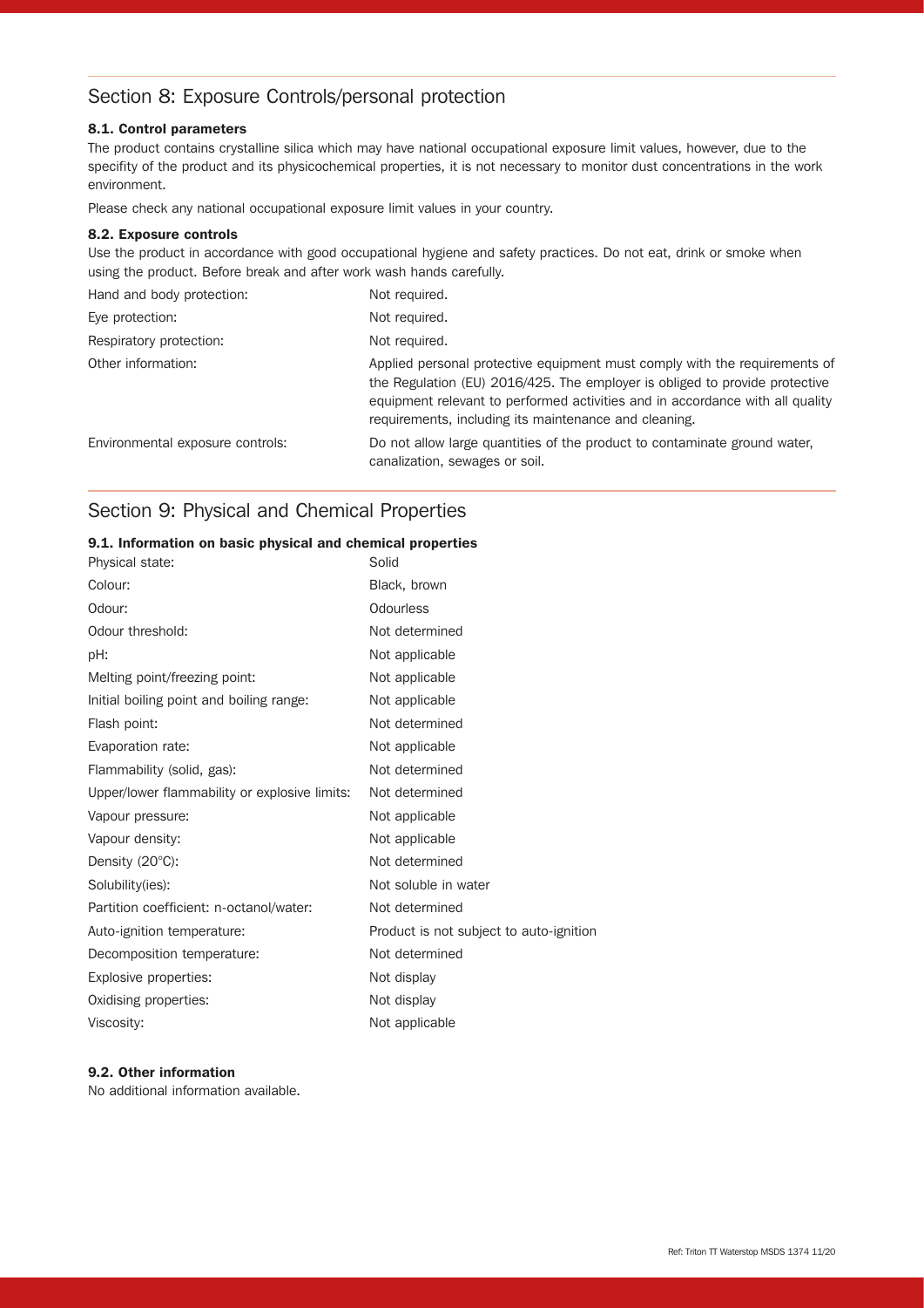## Section 8: Exposure Controls/personal protection

### 8.1. Control parameters

The product contains crystalline silica which may have national occupational exposure limit values, however, due to the specifity of the product and its physicochemical properties, it is not necessary to monitor dust concentrations in the work environment.

Please check any national occupational exposure limit values in your country.

### 8.2. Exposure controls

Use the product in accordance with good occupational hygiene and safety practices. Do not eat, drink or smoke when using the product. Before break and after work wash hands carefully.

| | |
|---|---|
| Hand and body protection: | Not required. |
| Eye protection: | Not required. |
| Respiratory protection: | Not required. |
| Other information: | Applied personal protective equipment must comply with the requirements of the Regulation (EU) 2016/425. The employer is obliged to provide protective equipment relevant to performed activities and in accordance with all quality requirements, including its maintenance and cleaning. |
| Environmental exposure controls: | Do not allow large quantities of the product to contaminate ground water, canalization, sewages or soil. |

## Section 9: Physical and Chemical Properties

### 9.1. Information on basic physical and chemical properties

| | |
|---|---|
| Physical state: | Solid |
| Colour: | Black, brown |
| Odour: | Odourless |
| Odour threshold: | Not determined |
| pH: | Not applicable |
| Melting point/freezing point: | Not applicable |
| Initial boiling point and boiling range: | Not applicable |
| Flash point: | Not determined |
| Evaporation rate: | Not applicable |
| Flammability (solid, gas): | Not determined |
| Upper/lower flammability or explosive limits: | Not determined |
| Vapour pressure: | Not applicable |
| Vapour density: | Not applicable |
| Density (20°C): | Not determined |
| Solubility(ies): | Not soluble in water |
| Partition coefficient: n-octanol/water: | Not determined |
| Auto-ignition temperature: | Product is not subject to auto-ignition |
| Decomposition temperature: | Not determined |
| Explosive properties: | Not display |
| Oxidising properties: | Not display |
| Viscosity: | Not applicable |

### 9.2. Other information

No additional information available.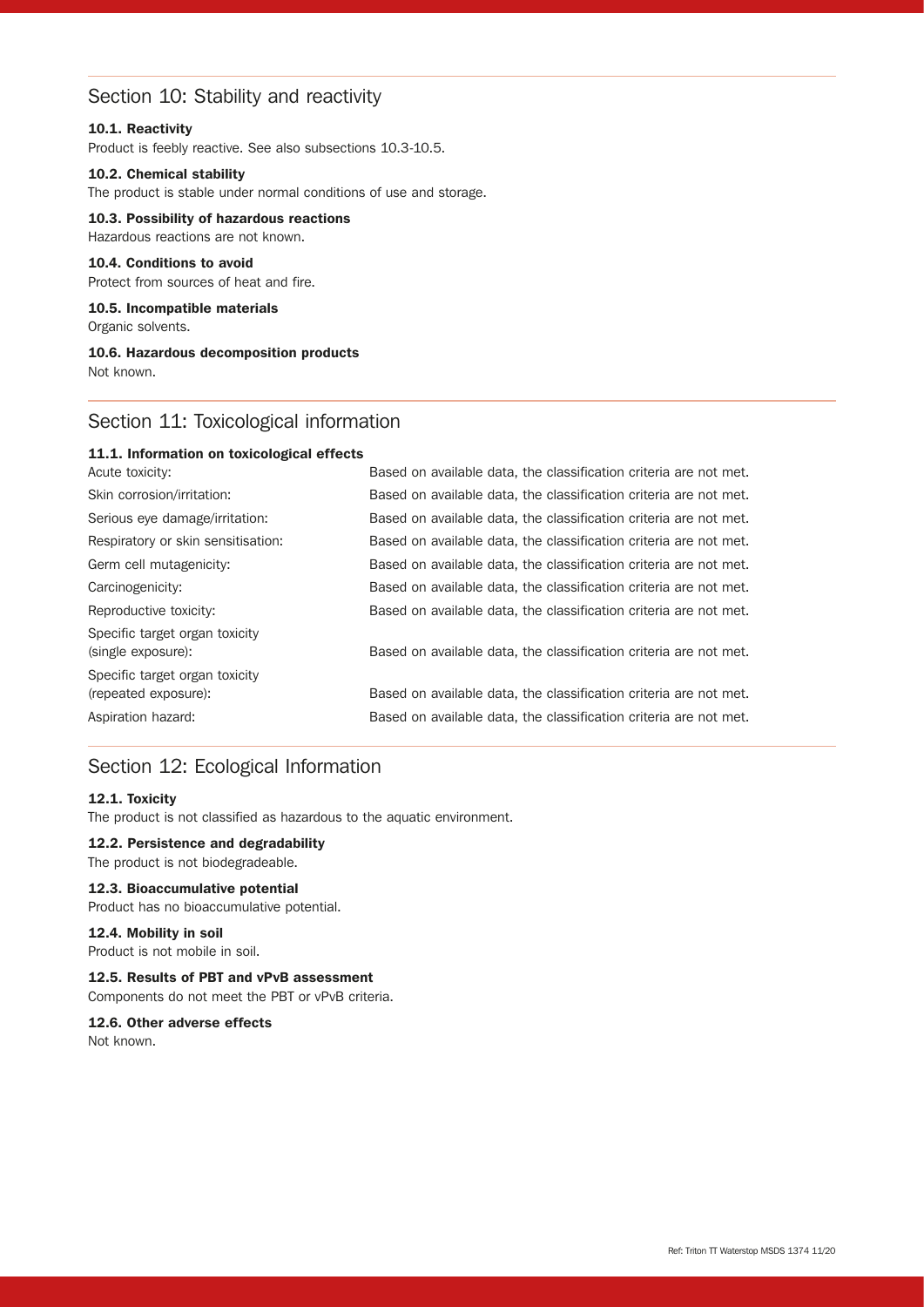## Section 10: Stability and reactivity

**10.1. Reactivity**
Product is feebly reactive. See also subsections 10.3-10.5.

**10.2. Chemical stability**
The product is stable under normal conditions of use and storage.

**10.3. Possibility of hazardous reactions**
Hazardous reactions are not known.

**10.4. Conditions to avoid**
Protect from sources of heat and fire.

**10.5. Incompatible materials**
Organic solvents.

**10.6. Hazardous decomposition products**
Not known.

## Section 11: Toxicological information

**11.1. Information on toxicological effects**

| | |
|---|---|
| Acute toxicity: | Based on available data, the classification criteria are not met. |
| Skin corrosion/irritation: | Based on available data, the classification criteria are not met. |
| Serious eye damage/irritation: | Based on available data, the classification criteria are not met. |
| Respiratory or skin sensitisation: | Based on available data, the classification criteria are not met. |
| Germ cell mutagenicity: | Based on available data, the classification criteria are not met. |
| Carcinogenicity: | Based on available data, the classification criteria are not met. |
| Reproductive toxicity: | Based on available data, the classification criteria are not met. |
| Specific target organ toxicity (single exposure): | Based on available data, the classification criteria are not met. |
| Specific target organ toxicity (repeated exposure): | Based on available data, the classification criteria are not met. |
| Aspiration hazard: | Based on available data, the classification criteria are not met. |

## Section 12: Ecological Information

**12.1. Toxicity**
The product is not classified as hazardous to the aquatic environment.

**12.2. Persistence and degradability**
The product is not biodegradeable.

**12.3. Bioaccumulative potential**
Product has no bioaccumulative potential.

**12.4. Mobility in soil**
Product is not mobile in soil.

**12.5. Results of PBT and vPvB assessment**
Components do not meet the PBT or vPvB criteria.

**12.6. Other adverse effects**
Not known.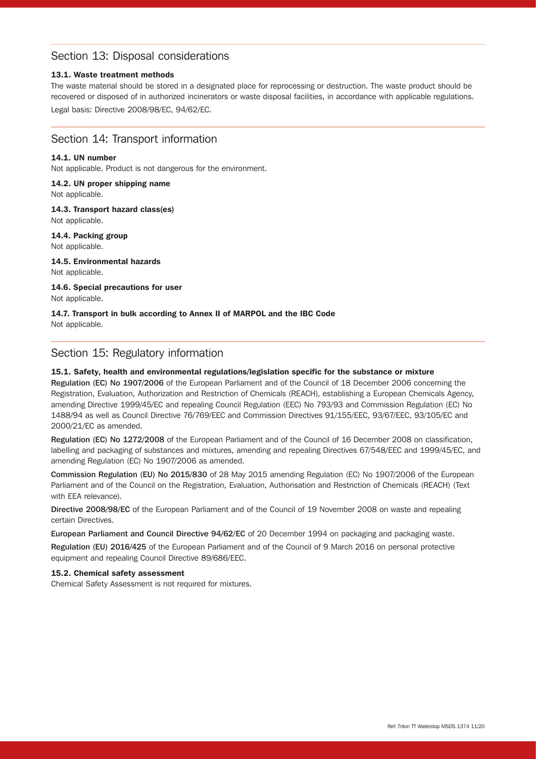## Section 13: Disposal considerations

### 13.1. Waste treatment methods

The waste material should be stored in a designated place for reprocessing or destruction. The waste product should be recovered or disposed of in authorized incinerators or waste disposal facilities, in accordance with applicable regulations.

Legal basis: Directive 2008/98/EC, 94/62/EC.

## Section 14: Transport information

### 14.1. UN number

Not applicable. Product is not dangerous for the environment.

### 14.2. UN proper shipping name

Not applicable.

### 14.3. Transport hazard class(es)

Not applicable.

### 14.4. Packing group

Not applicable.

### 14.5. Environmental hazards

Not applicable.

### 14.6. Special precautions for user

Not applicable.

### 14.7. Transport in bulk according to Annex II of MARPOL and the IBC Code

Not applicable.

## Section 15: Regulatory information

### 15.1. Safety, health and environmental regulations/legislation specific for the substance or mixture

**Regulation (EC) No 1907/2006** of the European Parliament and of the Council of 18 December 2006 concerning the Registration, Evaluation, Authorization and Restriction of Chemicals (REACH), establishing a European Chemicals Agency, amending Directive 1999/45/EC and repealing Council Regulation (EEC) No 793/93 and Commission Regulation (EC) No 1488/94 as well as Council Directive 76/769/EEC and Commission Directives 91/155/EEC, 93/67/EEC, 93/105/EC and 2000/21/EC as amended.

**Regulation (EC) No 1272/2008** of the European Parliament and of the Council of 16 December 2008 on classification, labelling and packaging of substances and mixtures, amending and repealing Directives 67/548/EEC and 1999/45/EC, and amending Regulation (EC) No 1907/2006 as amended.

**Commission Regulation (EU) No 2015/830** of 28 May 2015 amending Regulation (EC) No 1907/2006 of the European Parliament and of the Council on the Registration, Evaluation, Authorisation and Restriction of Chemicals (REACH) (Text with EEA relevance).

**Directive 2008/98/EC** of the European Parliament and of the Council of 19 November 2008 on waste and repealing certain Directives.

**European Parliament and Council Directive 94/62/EC** of 20 December 1994 on packaging and packaging waste.

**Regulation (EU) 2016/425** of the European Parliament and of the Council of 9 March 2016 on personal protective equipment and repealing Council Directive 89/686/EEC.

### 15.2. Chemical safety assessment

Chemical Safety Assessment is not required for mixtures.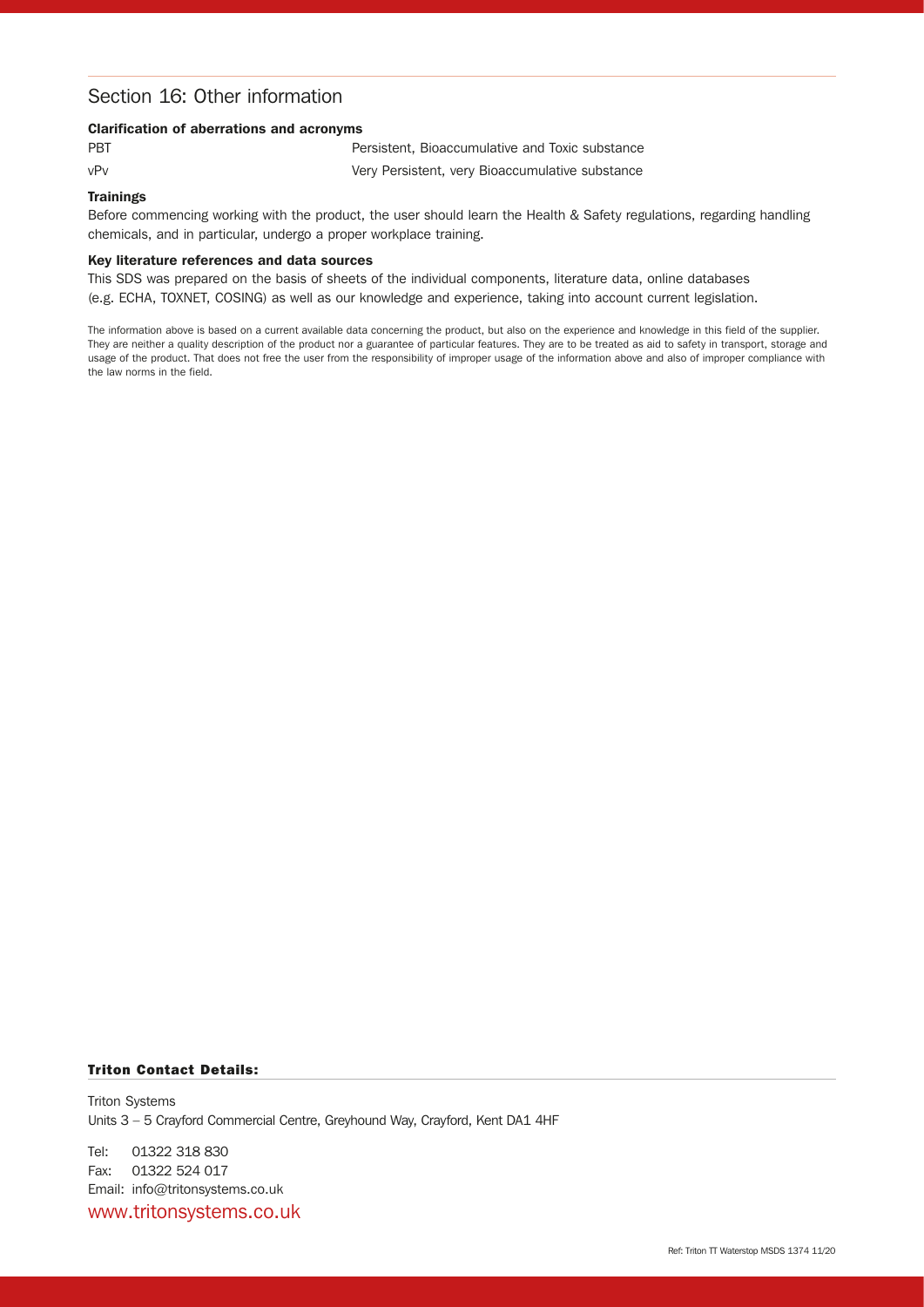## Section 16: Other information

**Clarification of aberrations and acronyms**

| | |
|---|---|
| PBT | Persistent, Bioaccumulative and Toxic substance |
| vPv | Very Persistent, very Bioaccumulative substance |

**Trainings**

Before commencing working with the product, the user should learn the Health & Safety regulations, regarding handling chemicals, and in particular, undergo a proper workplace training.

**Key literature references and data sources**

This SDS was prepared on the basis of sheets of the individual components, literature data, online databases (e.g. ECHA, TOXNET, COSING) as well as our knowledge and experience, taking into account current legislation.

The information above is based on a current available data concerning the product, but also on the experience and knowledge in this field of the supplier. They are neither a quality description of the product nor a guarantee of particular features. They are to be treated as aid to safety in transport, storage and usage of the product. That does not free the user from the responsibility of improper usage of the information above and also of improper compliance with the law norms in the field.

**Triton Contact Details:**

Triton Systems
Units 3 – 5 Crayford Commercial Centre, Greyhound Way, Crayford, Kent DA1 4HF

Tel: 01322 318 830
Fax: 01322 524 017
Email: info@tritonsystems.co.uk

www.tritonsystems.co.uk

Ref: Triton TT Waterstop MSDS 1374 11/20